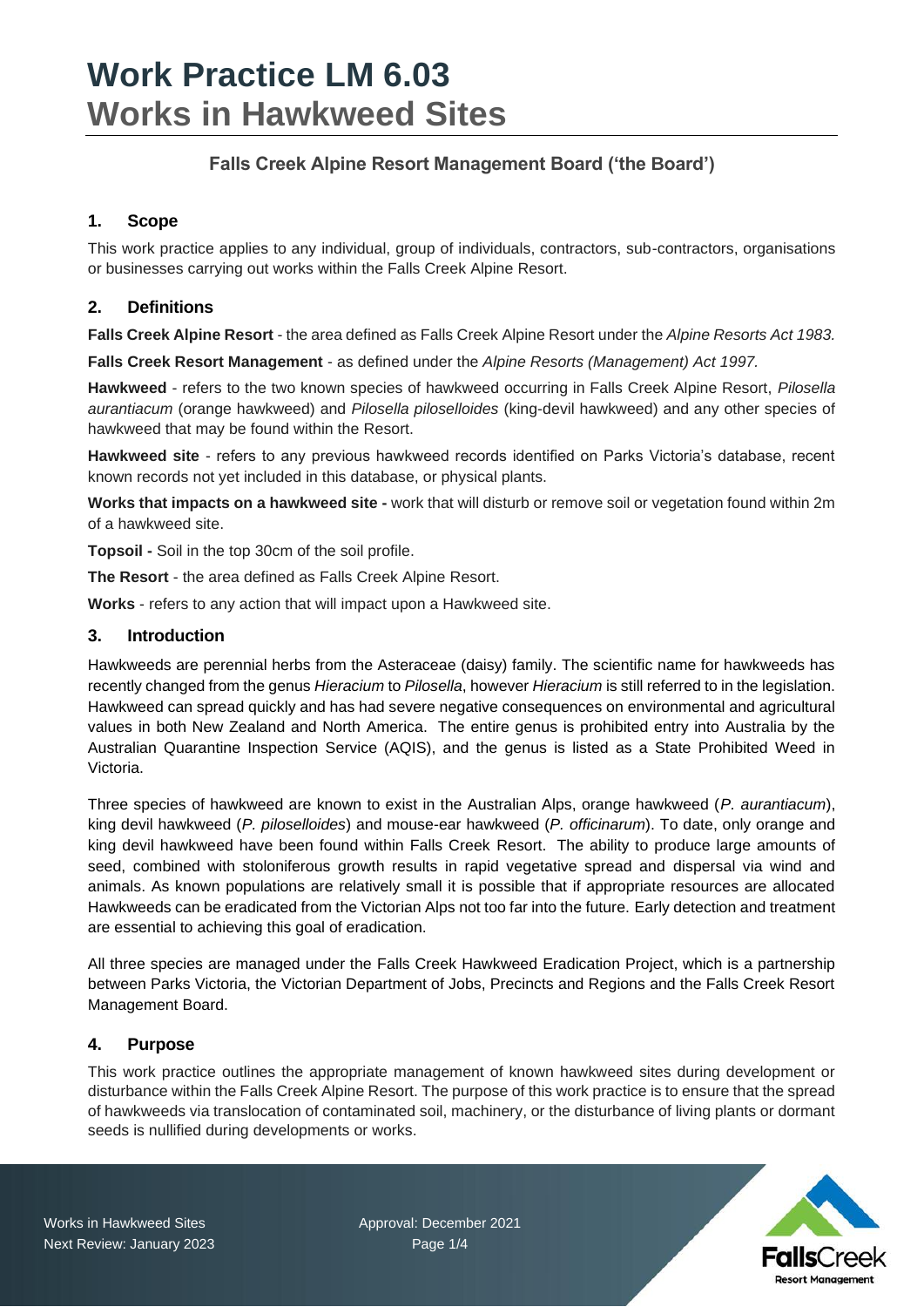# Work Practice LM 6.03
# Works in Hawkweed Sites

### Falls Creek Alpine Resort Management Board ('the Board')

## 1. Scope

This work practice applies to any individual, group of individuals, contractors, sub-contractors, organisations or businesses carrying out works within the Falls Creek Alpine Resort.

## 2. Definitions

**Falls Creek Alpine Resort** - the area defined as Falls Creek Alpine Resort under the *Alpine Resorts Act 1983.*

**Falls Creek Resort Management** - as defined under the *Alpine Resorts (Management) Act 1997.*

**Hawkweed** - refers to the two known species of hawkweed occurring in Falls Creek Alpine Resort, *Pilosella aurantiacum* (orange hawkweed) and *Pilosella piloselloides* (king-devil hawkweed) and any other species of hawkweed that may be found within the Resort.

**Hawkweed site** - refers to any previous hawkweed records identified on Parks Victoria's database, recent known records not yet included in this database, or physical plants.

**Works that impacts on a hawkweed site -** work that will disturb or remove soil or vegetation found within 2m of a hawkweed site.

**Topsoil -** Soil in the top 30cm of the soil profile.

**The Resort** - the area defined as Falls Creek Alpine Resort.

**Works** - refers to any action that will impact upon a Hawkweed site.

## 3. Introduction

Hawkweeds are perennial herbs from the Asteraceae (daisy) family. The scientific name for hawkweeds has recently changed from the genus *Hieracium* to *Pilosella*, however *Hieracium* is still referred to in the legislation. Hawkweed can spread quickly and has had severe negative consequences on environmental and agricultural values in both New Zealand and North America. The entire genus is prohibited entry into Australia by the Australian Quarantine Inspection Service (AQIS), and the genus is listed as a State Prohibited Weed in Victoria.

Three species of hawkweed are known to exist in the Australian Alps, orange hawkweed (*P. aurantiacum*), king devil hawkweed (*P. piloselloides*) and mouse-ear hawkweed (*P. officinarum*). To date, only orange and king devil hawkweed have been found within Falls Creek Resort. The ability to produce large amounts of seed, combined with stoloniferous growth results in rapid vegetative spread and dispersal via wind and animals. As known populations are relatively small it is possible that if appropriate resources are allocated Hawkweeds can be eradicated from the Victorian Alps not too far into the future. Early detection and treatment are essential to achieving this goal of eradication.

All three species are managed under the Falls Creek Hawkweed Eradication Project, which is a partnership between Parks Victoria, the Victorian Department of Jobs, Precincts and Regions and the Falls Creek Resort Management Board.

## 4. Purpose

This work practice outlines the appropriate management of known hawkweed sites during development or disturbance within the Falls Creek Alpine Resort. The purpose of this work practice is to ensure that the spread of hawkweeds via translocation of contaminated soil, machinery, or the disturbance of living plants or dormant seeds is nullified during developments or works.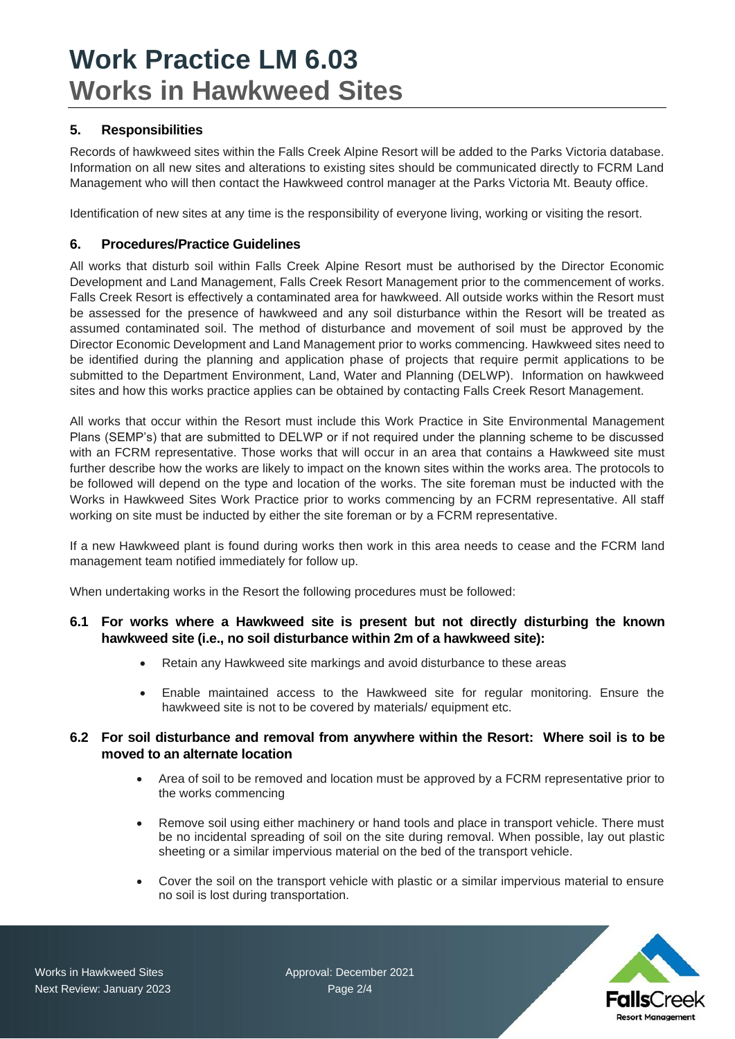# Work Practice LM 6.03
# Works in Hawkweed Sites

## 5. Responsibilities

Records of hawkweed sites within the Falls Creek Alpine Resort will be added to the Parks Victoria database. Information on all new sites and alterations to existing sites should be communicated directly to FCRM Land Management who will then contact the Hawkweed control manager at the Parks Victoria Mt. Beauty office.

Identification of new sites at any time is the responsibility of everyone living, working or visiting the resort.

## 6. Procedures/Practice Guidelines

All works that disturb soil within Falls Creek Alpine Resort must be authorised by the Director Economic Development and Land Management, Falls Creek Resort Management prior to the commencement of works. Falls Creek Resort is effectively a contaminated area for hawkweed. All outside works within the Resort must be assessed for the presence of hawkweed and any soil disturbance within the Resort will be treated as assumed contaminated soil. The method of disturbance and movement of soil must be approved by the Director Economic Development and Land Management prior to works commencing. Hawkweed sites need to be identified during the planning and application phase of projects that require permit applications to be submitted to the Department Environment, Land, Water and Planning (DELWP). Information on hawkweed sites and how this works practice applies can be obtained by contacting Falls Creek Resort Management.

All works that occur within the Resort must include this Work Practice in Site Environmental Management Plans (SEMP's) that are submitted to DELWP or if not required under the planning scheme to be discussed with an FCRM representative. Those works that will occur in an area that contains a Hawkweed site must further describe how the works are likely to impact on the known sites within the works area. The protocols to be followed will depend on the type and location of the works. The site foreman must be inducted with the Works in Hawkweed Sites Work Practice prior to works commencing by an FCRM representative. All staff working on site must be inducted by either the site foreman or by a FCRM representative.

If a new Hawkweed plant is found during works then work in this area needs to cease and the FCRM land management team notified immediately for follow up.

When undertaking works in the Resort the following procedures must be followed:

### 6.1 For works where a Hawkweed site is present but not directly disturbing the known hawkweed site (i.e., no soil disturbance within 2m of a hawkweed site):

- Retain any Hawkweed site markings and avoid disturbance to these areas
- Enable maintained access to the Hawkweed site for regular monitoring. Ensure the hawkweed site is not to be covered by materials/ equipment etc.

### 6.2 For soil disturbance and removal from anywhere within the Resort: Where soil is to be moved to an alternate location

- Area of soil to be removed and location must be approved by a FCRM representative prior to the works commencing
- Remove soil using either machinery or hand tools and place in transport vehicle. There must be no incidental spreading of soil on the site during removal. When possible, lay out plastic sheeting or a similar impervious material on the bed of the transport vehicle.
- Cover the soil on the transport vehicle with plastic or a similar impervious material to ensure no soil is lost during transportation.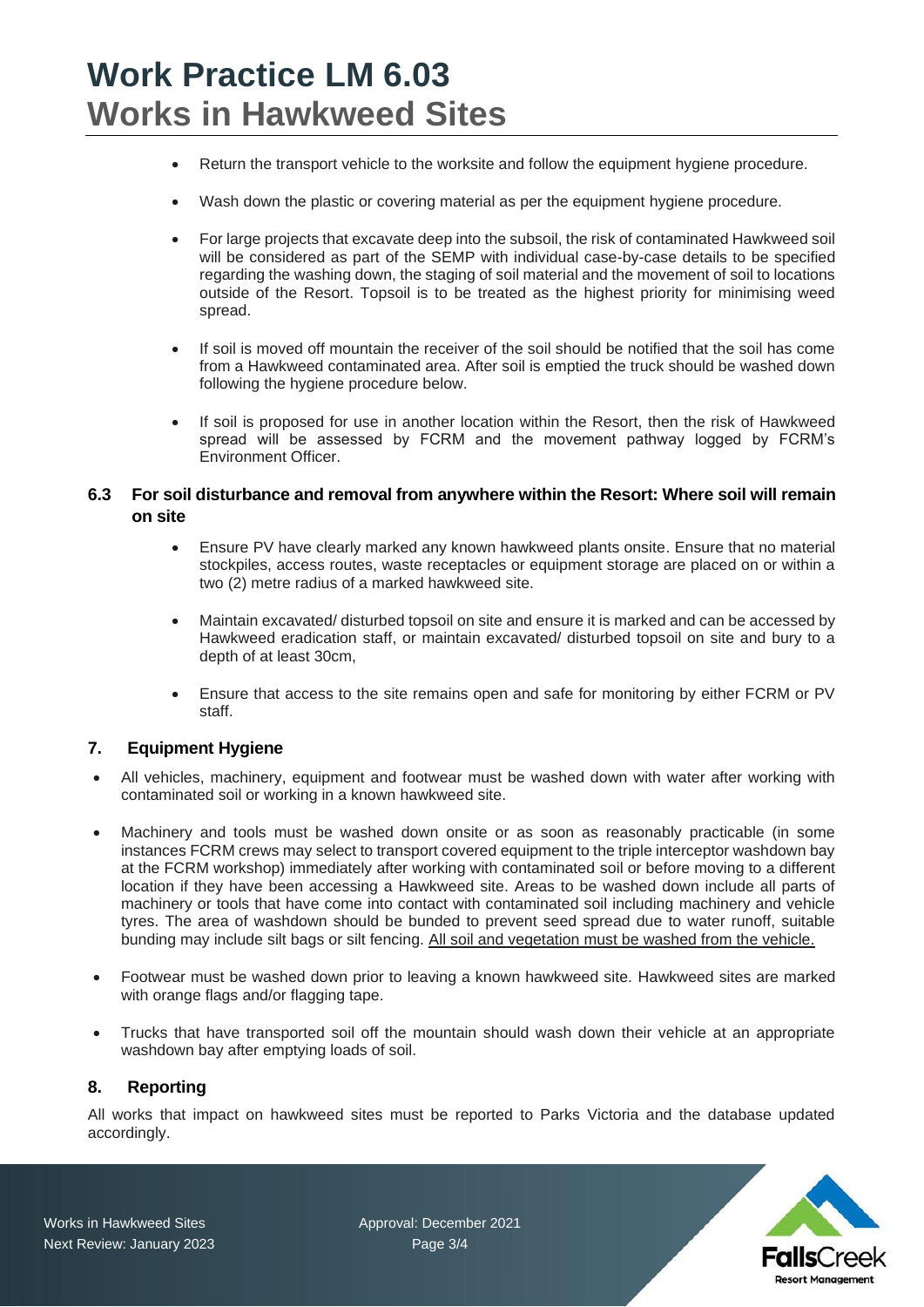- Return the transport vehicle to the worksite and follow the equipment hygiene procedure.
- Wash down the plastic or covering material as per the equipment hygiene procedure.
- For large projects that excavate deep into the subsoil, the risk of contaminated Hawkweed soil will be considered as part of the SEMP with individual case-by-case details to be specified regarding the washing down, the staging of soil material and the movement of soil to locations outside of the Resort. Topsoil is to be treated as the highest priority for minimising weed spread.
- If soil is moved off mountain the receiver of the soil should be notified that the soil has come from a Hawkweed contaminated area. After soil is emptied the truck should be washed down following the hygiene procedure below.
- If soil is proposed for use in another location within the Resort, then the risk of Hawkweed spread will be assessed by FCRM and the movement pathway logged by FCRM's Environment Officer.

### 6.3 For soil disturbance and removal from anywhere within the Resort: Where soil will remain on site

- Ensure PV have clearly marked any known hawkweed plants onsite. Ensure that no material stockpiles, access routes, waste receptacles or equipment storage are placed on or within a two (2) metre radius of a marked hawkweed site.
- Maintain excavated/ disturbed topsoil on site and ensure it is marked and can be accessed by Hawkweed eradication staff, or maintain excavated/ disturbed topsoil on site and bury to a depth of at least 30cm,
- Ensure that access to the site remains open and safe for monitoring by either FCRM or PV staff.

## 7. Equipment Hygiene

- All vehicles, machinery, equipment and footwear must be washed down with water after working with contaminated soil or working in a known hawkweed site.
- Machinery and tools must be washed down onsite or as soon as reasonably practicable (in some instances FCRM crews may select to transport covered equipment to the triple interceptor washdown bay at the FCRM workshop) immediately after working with contaminated soil or before moving to a different location if they have been accessing a Hawkweed site. Areas to be washed down include all parts of machinery or tools that have come into contact with contaminated soil including machinery and vehicle tyres. The area of washdown should be bunded to prevent seed spread due to water runoff, suitable bunding may include silt bags or silt fencing. <u>All soil and vegetation must be washed from the vehicle.</u>
- Footwear must be washed down prior to leaving a known hawkweed site. Hawkweed sites are marked with orange flags and/or flagging tape.
- Trucks that have transported soil off the mountain should wash down their vehicle at an appropriate washdown bay after emptying loads of soil.

## 8. Reporting

All works that impact on hawkweed sites must be reported to Parks Victoria and the database updated accordingly.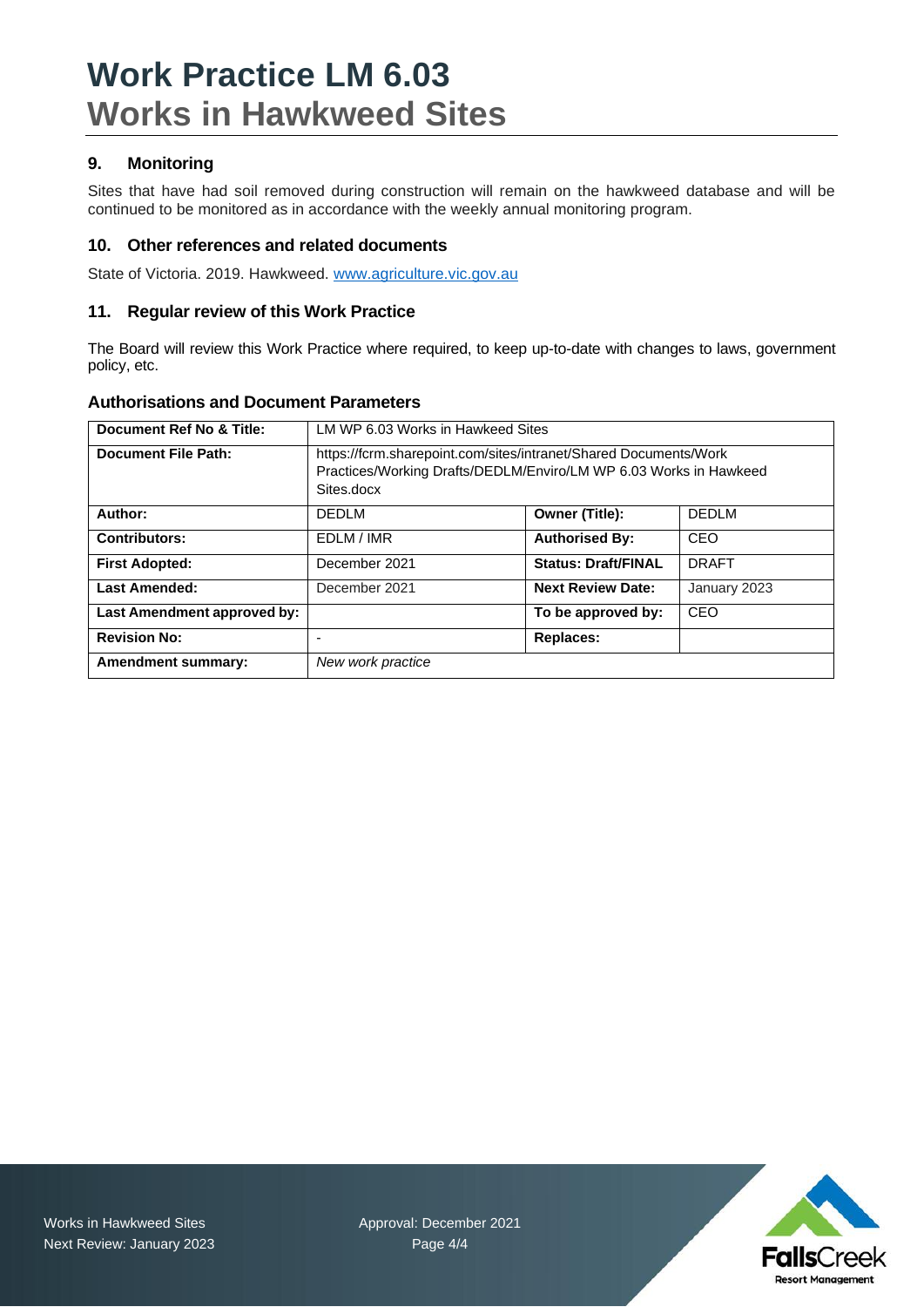# Work Practice LM 6.03
# Works in Hawkweed Sites

## 9. Monitoring

Sites that have had soil removed during construction will remain on the hawkweed database and will be continued to be monitored as in accordance with the weekly annual monitoring program.

## 10. Other references and related documents

State of Victoria. 2019. Hawkweed. [www.agriculture.vic.gov.au](http://www.agriculture.vic.gov.au)

## 11. Regular review of this Work Practice

The Board will review this Work Practice where required, to keep up-to-date with changes to laws, government policy, etc.

### Authorisations and Document Parameters

| | | | |
|---|---|---|---|
| **Document Ref No & Title:** | LM WP 6.03 Works in Hawkeed Sites | | |
| **Document File Path:** | https://fcrm.sharepoint.com/sites/intranet/Shared Documents/Work Practices/Working Drafts/DEDLM/Enviro/LM WP 6.03 Works in Hawkeed Sites.docx | | |
| **Author:** | DEDLM | **Owner (Title):** | DEDLM |
| **Contributors:** | EDLM / IMR | **Authorised By:** | CEO |
| **First Adopted:** | December 2021 | **Status: Draft/FINAL** | DRAFT |
| **Last Amended:** | December 2021 | **Next Review Date:** | January 2023 |
| **Last Amendment approved by:** | | **To be approved by:** | CEO |
| **Revision No:** | - | **Replaces:** | |
| **Amendment summary:** | *New work practice* | | |